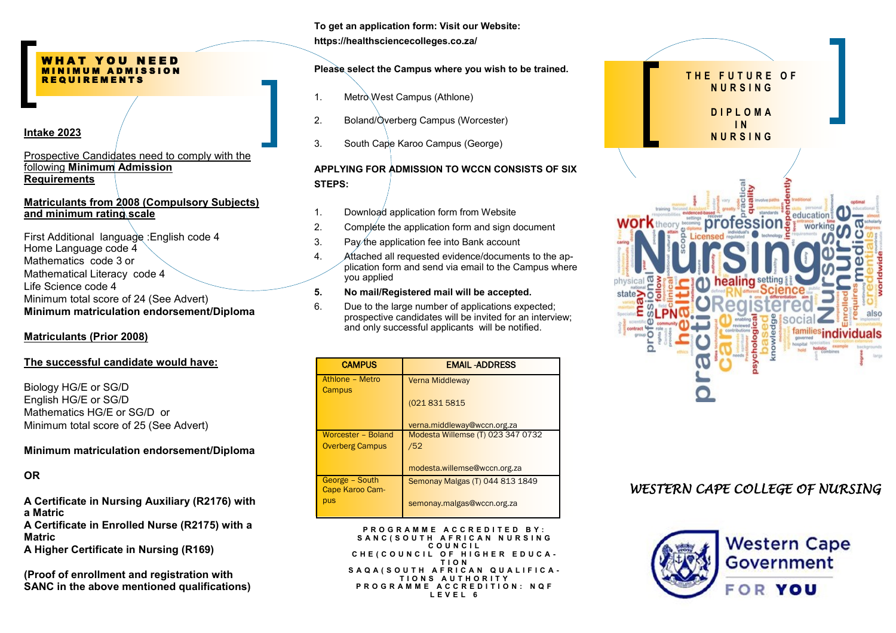## WHAT YOU NEED
### MINIMUM ADMISSION REQUIREMENTS

**Intake 2023**

Prospective Candidates need to comply with the following **Minimum Admission Requirements**

**Matriculants from 2008 (Compulsory Subjects) and minimum rating scale**

First Additional language :English code 4
Home Language code 4
Mathematics code 3 or
Mathematical Literacy code 4
Life Science code 4
Minimum total score of 24 (See Advert)
**Minimum matriculation endorsement/Diploma**

**Matriculants (Prior 2008)**

**The successful candidate would have:**

Biology HG/E or SG/D
English HG/E or SG/D
Mathematics HG/E or SG/D or
Minimum total score of 25 (See Advert)

**Minimum matriculation endorsement/Diploma**

**OR**

**A Certificate in Nursing Auxiliary (R2176) with a Matric**
**A Certificate in Enrolled Nurse (R2175) with a Matric**
**A Higher Certificate in Nursing (R169)**

**(Proof of enrollment and registration with SANC in the above mentioned qualifications)**

**To get an application form: Visit our Website: https://healthsciencecolleges.co.za/**

**Please select the Campus where you wish to be trained.**

1. Metro West Campus (Athlone)
2. Boland/Overberg Campus (Worcester)
3. South Cape Karoo Campus (George)

**APPLYING FOR ADMISSION TO WCCN CONSISTS OF SIX STEPS:**

1. Download application form from Website
2. Complete the application form and sign document
3. Pay the application fee into Bank account
4. Attached all requested evidence/documents to the application form and send via email to the Campus where you applied
5. **No mail/Registered mail will be accepted.**
6. Due to the large number of applications expected; prospective candidates will be invited for an interview; and only successful applicants will be notified.

| CAMPUS | EMAIL -ADDRESS |
|---|---|
| Athlone – Metro Campus | Verna Middleway<br>(021 831 5815<br>verna.middleway@wccn.org.za |
| Worcester – Boland Overberg Campus | Modesta Willemse (T) 023 347 0732 /52<br>modesta.willemse@wccn.org.za |
| George – South Cape Karoo Campus | Semonay Malgas (T) 044 813 1849<br>semonay.malgas@wccn.org.za |

**PROGRAMME ACCREDITED BY:**
**SANC(SOUTH AFRICAN NURSING COUNCIL**
**CHE(COUNCIL OF HIGHER EDUCATION**
**SAQA(SOUTH AFRICAN QUALIFICATIONS AUTHORITY**
**PROGRAMME ACCREDITATION: NQF LEVEL 6**

## THE FUTURE OF NURSING
## DIPLOMA IN NURSING

*WESTERN CAPE COLLEGE OF NURSING*

Western Cape Government
FOR YOU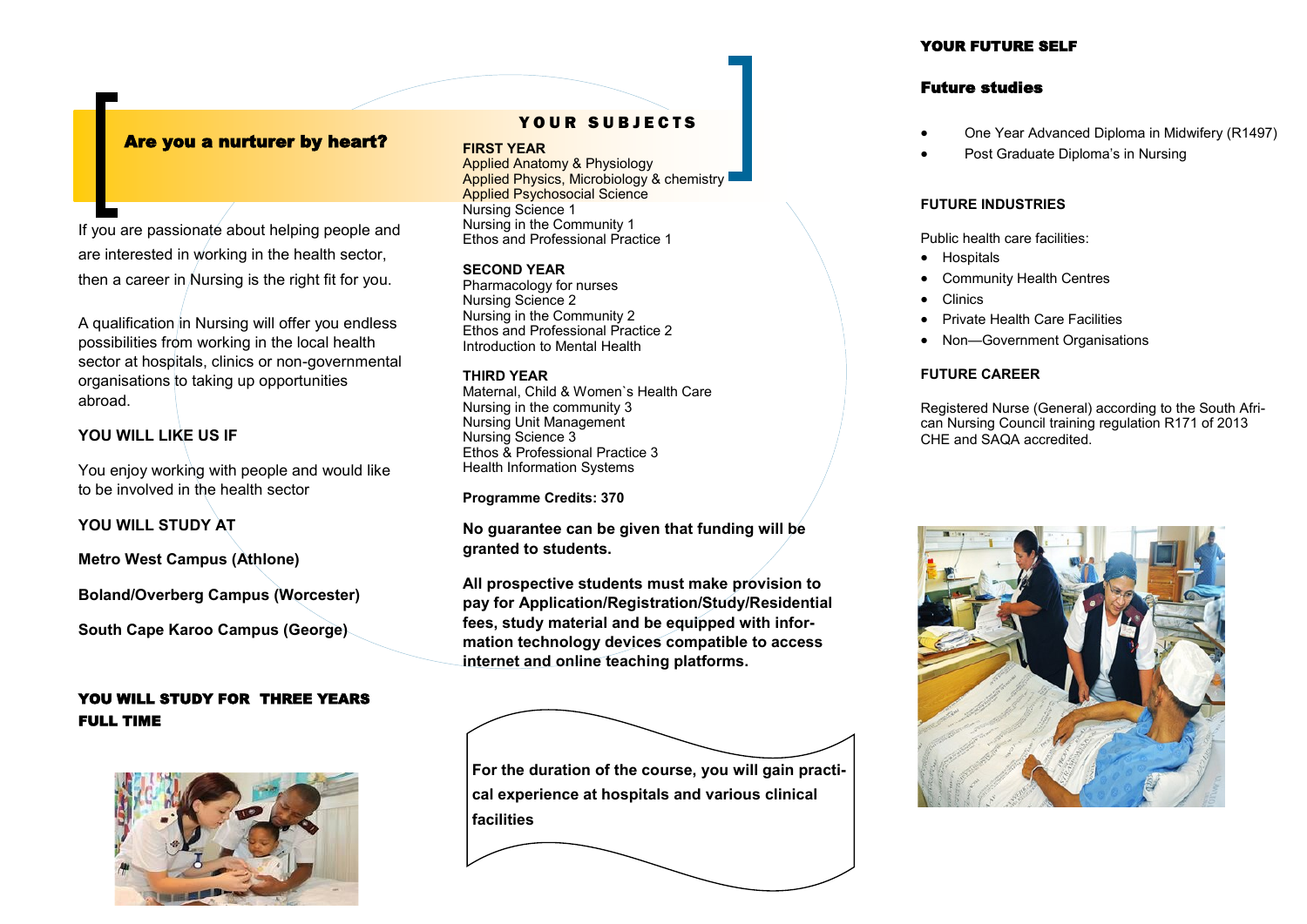## Are you a nurturer by heart?

If you are passionate about helping people and are interested in working in the health sector, then a career in Nursing is the right fit for you.

A qualification in Nursing will offer you endless possibilities from working in the local health sector at hospitals, clinics or non-governmental organisations to taking up opportunities abroad.

**YOU WILL LIKE US IF**

You enjoy working with people and would like to be involved in the health sector

**YOU WILL STUDY AT**

**Metro West Campus (Athlone)**

**Boland/Overberg Campus (Worcester)**

**South Cape Karoo Campus (George)**

**YOU WILL STUDY FOR THREE YEARS FULL TIME**

## YOUR SUBJECTS

**FIRST YEAR**
Applied Anatomy & Physiology
Applied Physics, Microbiology & chemistry
Applied Psychosocial Science
Nursing Science 1
Nursing in the Community 1
Ethos and Professional Practice 1

**SECOND YEAR**
Pharmacology for nurses
Nursing Science 2
Nursing in the Community 2
Ethos and Professional Practice 2
Introduction to Mental Health

**THIRD YEAR**
Maternal, Child & Women`s Health Care
Nursing in the community 3
Nursing Unit Management
Nursing Science 3
Ethos & Professional Practice 3
Health Information Systems

**Programme Credits: 370**

**No guarantee can be given that funding will be granted to students.**

**All prospective students must make provision to pay for Application/Registration/Study/Residential fees, study material and be equipped with information technology devices compatible to access internet and online teaching platforms.**

**For the duration of the course, you will gain practical experience at hospitals and various clinical facilities**

## YOUR FUTURE SELF

### Future studies

- One Year Advanced Diploma in Midwifery (R1497)
- Post Graduate Diploma's in Nursing

**FUTURE INDUSTRIES**

Public health care facilities:

- Hospitals
- Community Health Centres
- Clinics
- Private Health Care Facilities
- Non—Government Organisations

**FUTURE CAREER**

Registered Nurse (General) according to the South African Nursing Council training regulation R171 of 2013 CHE and SAQA accredited.